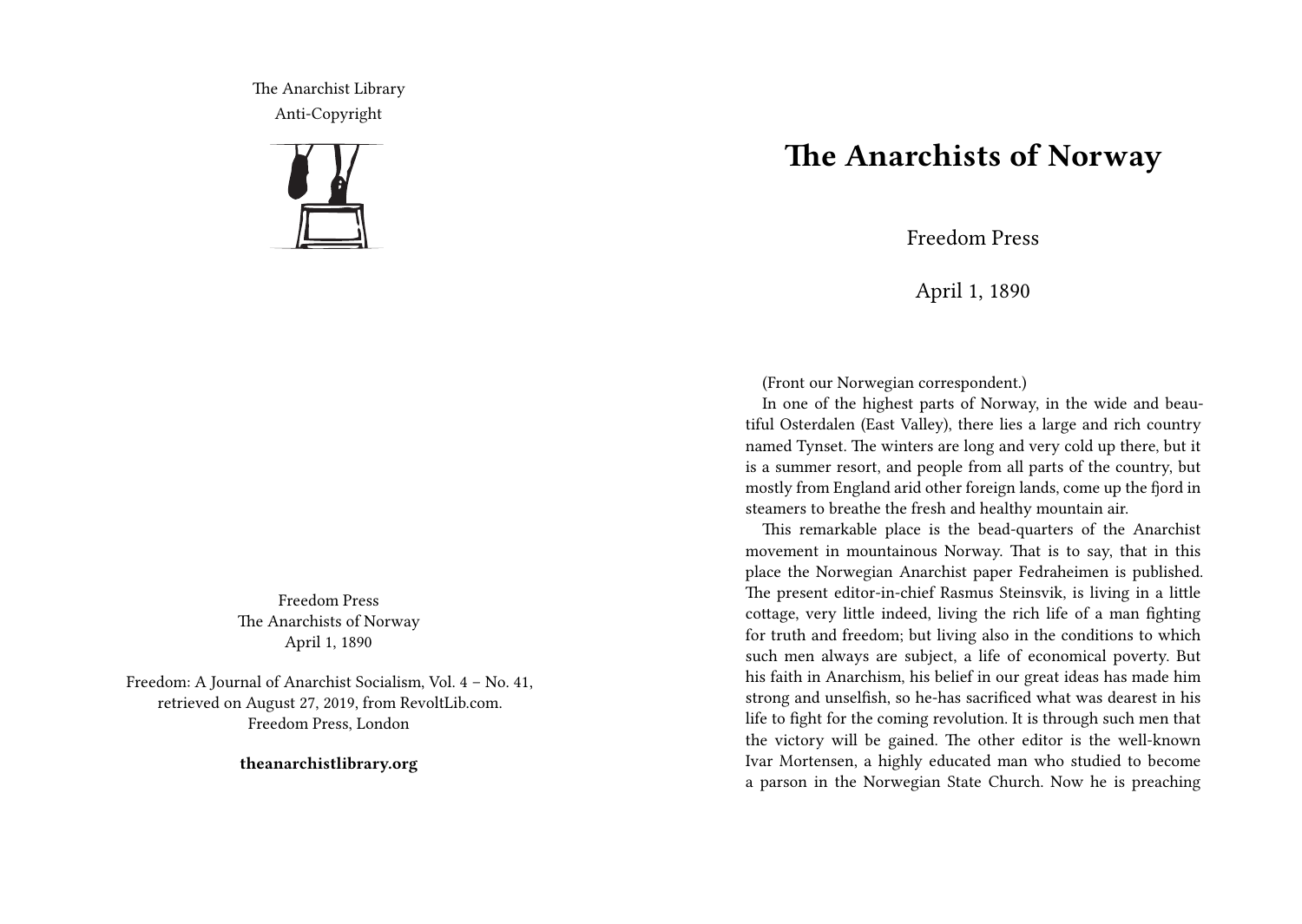The Anarchist Library
Anti-Copyright

Freedom Press
The Anarchists of Norway
April 1, 1890

Freedom: A Journal of Anarchist Socialism, Vol. 4 – No. 41, retrieved on August 27, 2019, from RevoltLib.com.
Freedom Press, London

**theanarchistlibrary.org**

# The Anarchists of Norway

Freedom Press

April 1, 1890

(Front our Norwegian correspondent.)

In one of the highest parts of Norway, in the wide and beautiful Osterdalen (East Valley), there lies a large and rich country named Tynset. The winters are long and very cold up there, but it is a summer resort, and people from all parts of the country, but mostly from England arid other foreign lands, come up the fjord in steamers to breathe the fresh and healthy mountain air.

This remarkable place is the bead-quarters of the Anarchist movement in mountainous Norway. That is to say, that in this place the Norwegian Anarchist paper Fedraheimen is published. The present editor-in-chief Rasmus Steinsvik, is living in a little cottage, very little indeed, living the rich life of a man fighting for truth and freedom; but living also in the conditions to which such men always are subject, a life of economical poverty. But his faith in Anarchism, his belief in our great ideas has made him strong and unselfish, so he-has sacrificed what was dearest in his life to fight for the coming revolution. It is through such men that the victory will be gained. The other editor is the well-known Ivar Mortensen, a highly educated man who studied to become a parson in the Norwegian State Church. Now he is preaching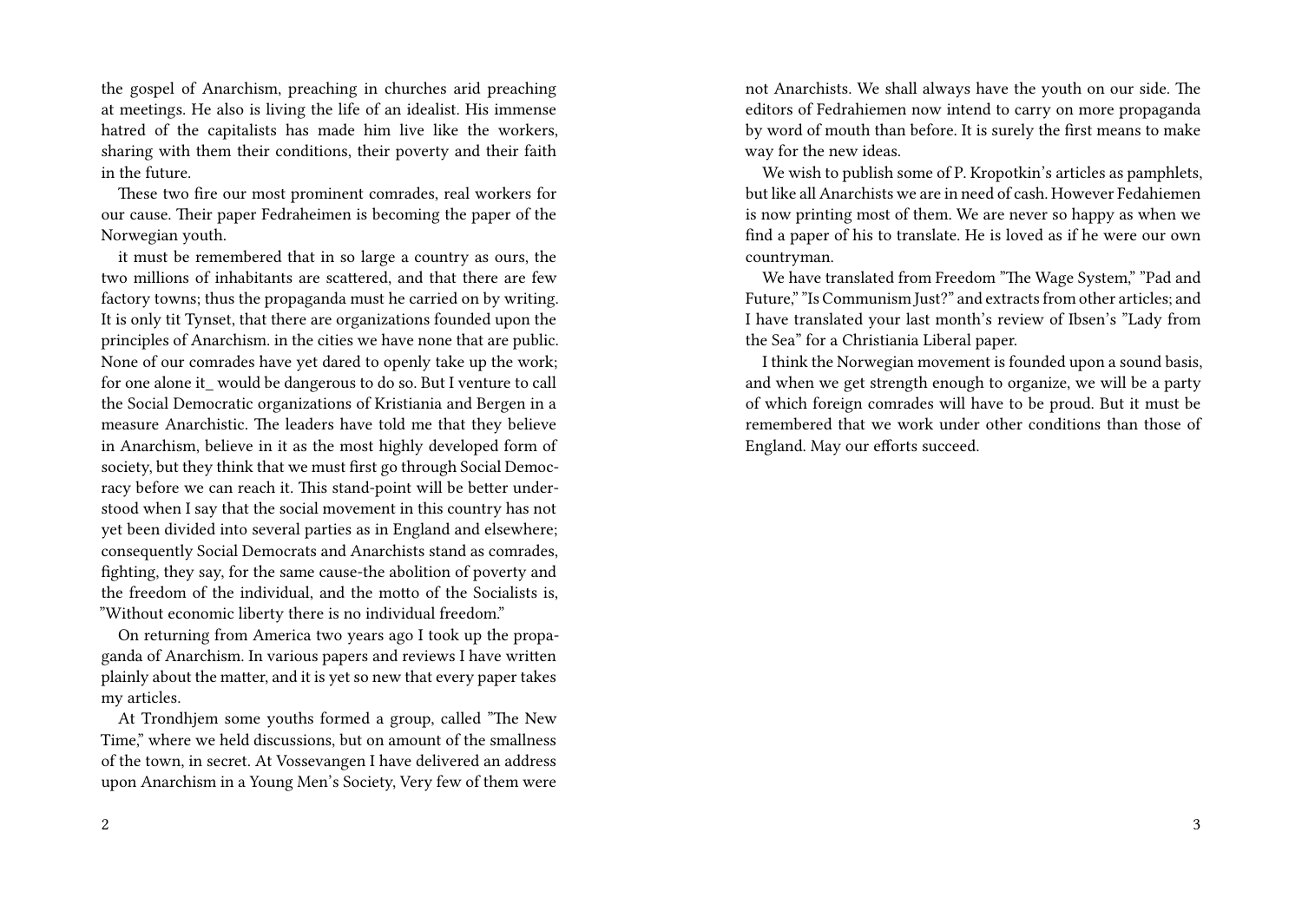the gospel of Anarchism, preaching in churches arid preaching at meetings. He also is living the life of an idealist. His immense hatred of the capitalists has made him live like the workers, sharing with them their conditions, their poverty and their faith in the future.

These two fire our most prominent comrades, real workers for our cause. Their paper Fedraheimen is becoming the paper of the Norwegian youth.

it must be remembered that in so large a country as ours, the two millions of inhabitants are scattered, and that there are few factory towns; thus the propaganda must he carried on by writing. It is only tit Tynset, that there are organizations founded upon the principles of Anarchism. in the cities we have none that are public. None of our comrades have yet dared to openly take up the work; for one alone it_ would be dangerous to do so. But I venture to call the Social Democratic organizations of Kristiania and Bergen in a measure Anarchistic. The leaders have told me that they believe in Anarchism, believe in it as the most highly developed form of society, but they think that we must first go through Social Democracy before we can reach it. This stand-point will be better understood when I say that the social movement in this country has not yet been divided into several parties as in England and elsewhere; consequently Social Democrats and Anarchists stand as comrades, fighting, they say, for the same cause-the abolition of poverty and the freedom of the individual, and the motto of the Socialists is, "Without economic liberty there is no individual freedom."

On returning from America two years ago I took up the propaganda of Anarchism. In various papers and reviews I have written plainly about the matter, and it is yet so new that every paper takes my articles.

At Trondhjem some youths formed a group, called "The New Time," where we held discussions, but on amount of the smallness of the town, in secret. At Vossevangen I have delivered an address upon Anarchism in a Young Men's Society, Very few of them were not Anarchists. We shall always have the youth on our side. The editors of Fedrahiemen now intend to carry on more propaganda by word of mouth than before. It is surely the first means to make way for the new ideas.

We wish to publish some of P. Kropotkin's articles as pamphlets, but like all Anarchists we are in need of cash. However Fedahiemen is now printing most of them. We are never so happy as when we find a paper of his to translate. He is loved as if he were our own countryman.

We have translated from Freedom "The Wage System," "Pad and Future," "Is Communism Just?" and extracts from other articles; and I have translated your last month's review of Ibsen's "Lady from the Sea" for a Christiania Liberal paper.

I think the Norwegian movement is founded upon a sound basis, and when we get strength enough to organize, we will be a party of which foreign comrades will have to be proud. But it must be remembered that we work under other conditions than those of England. May our efforts succeed.